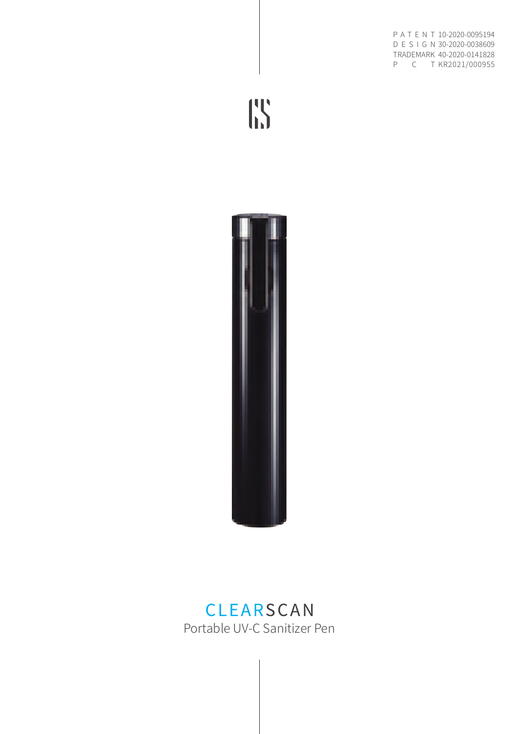PATENT 10-2020-0095194
DESIGN 30-2020-0038609
TRADEMARK 40-2020-0141828
PCT KR2021/000955

# CLEARSCAN

Portable UV-C Sanitizer Pen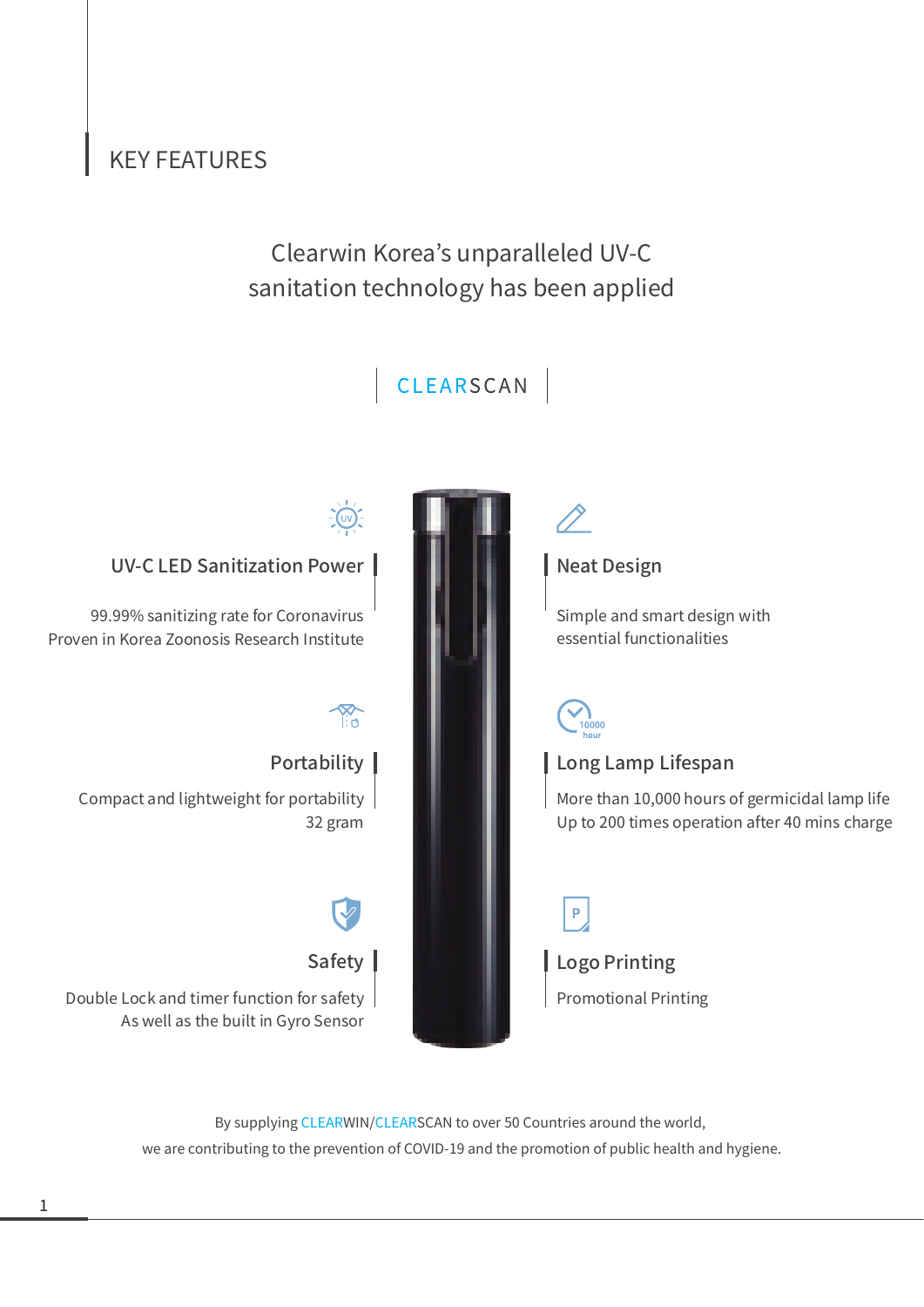## KEY FEATURES

Clearwin Korea's unparalleled UV-C sanitation technology has been applied

### CLEARSCAN

### UV-C LED Sanitization Power

99.99% sanitizing rate for Coronavirus
Proven in Korea Zoonosis Research Institute

### Portability

Compact and lightweight for portability
32 gram

### Safety

Double Lock and timer function for safety
As well as the built in Gyro Sensor

### Neat Design

Simple and smart design with essential functionalities

### Long Lamp Lifespan

More than 10,000 hours of germicidal lamp life
Up to 200 times operation after 40 mins charge

### Logo Printing

Promotional Printing

By supplying CLEARWIN/CLEARSCAN to over 50 Countries around the world,
we are contributing to the prevention of COVID-19 and the promotion of public health and hygiene.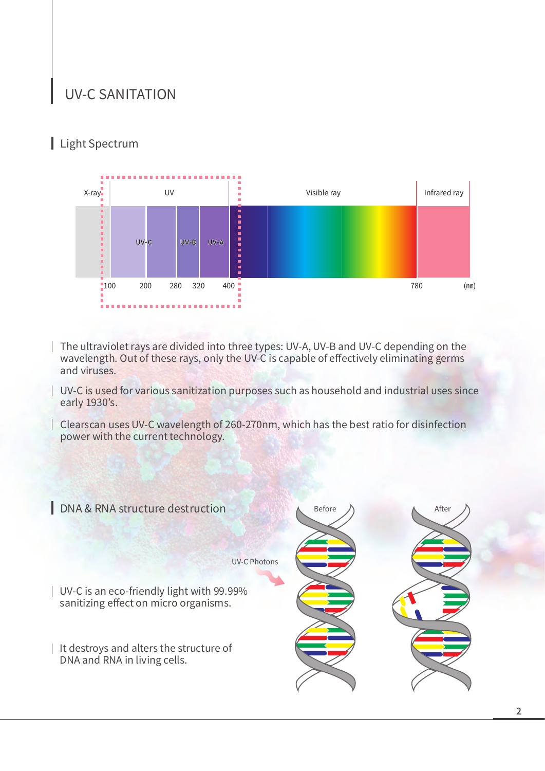# UV-C SANITATION

## Light Spectrum

| X-ray | UV | | | Visible ray | Infrared ray |
|---|---|---|---|---|---|
| | UV-C | UV-B | UV-A | | |
| 100 | 200 | 280 | 320 | 400 | 780 (nm) |

- The ultraviolet rays are divided into three types: UV-A, UV-B and UV-C depending on the wavelength. Out of these rays, only the UV-C is capable of effectively eliminating germs and viruses.
- UV-C is used for various sanitization purposes such as household and industrial uses since early 1930's.
- Clearscan uses UV-C wavelength of 260-270nm, which has the best ratio for disinfection power with the current technology.

## DNA & RNA structure destruction

UV-C Photons

Before

After

- UV-C is an eco-friendly light with 99.99% sanitizing effect on micro organisms.
- It destroys and alters the structure of DNA and RNA in living cells.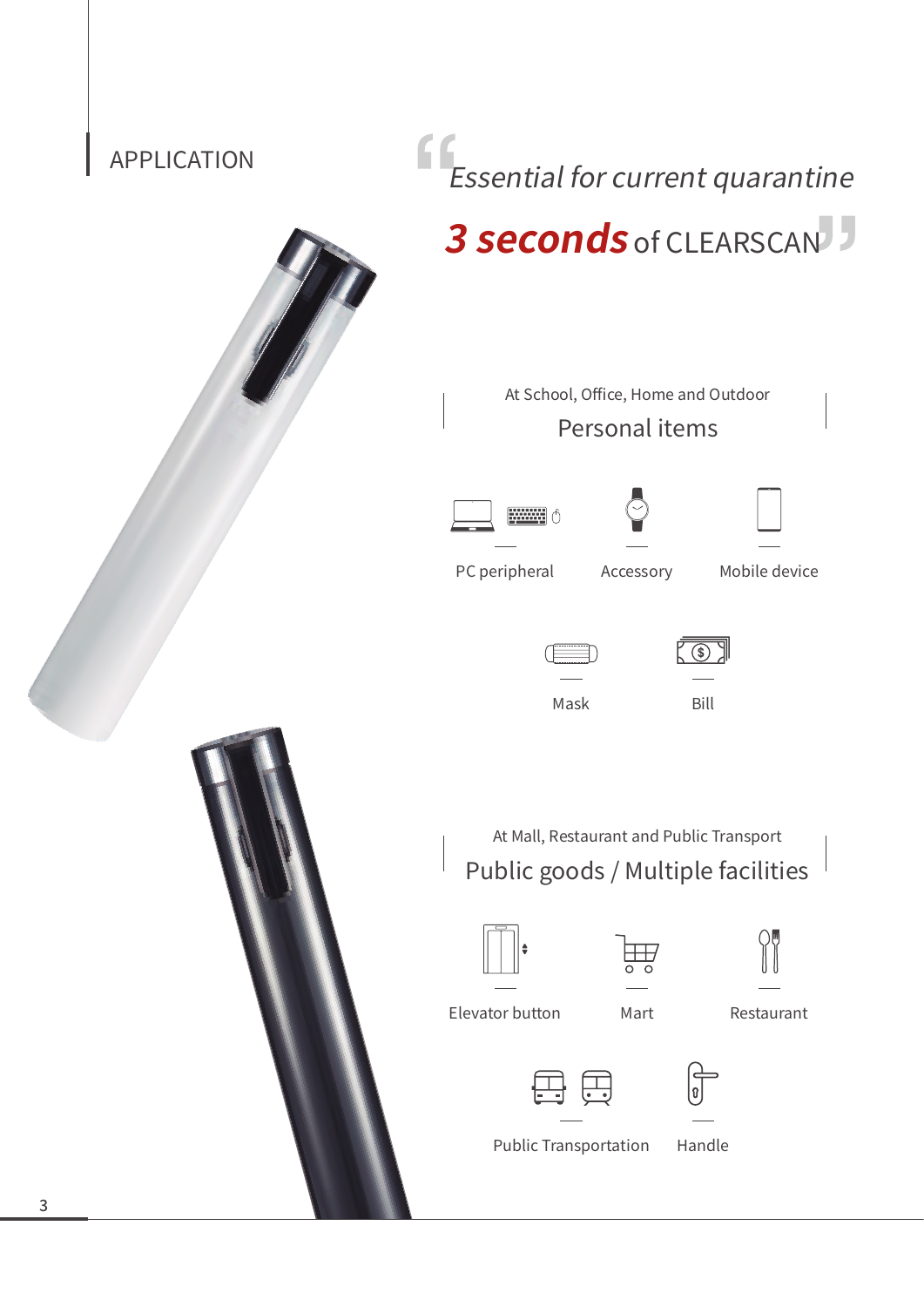## APPLICATION

*Essential for current quarantine*

***3 seconds*** of CLEARSCAN

At School, Office, Home and Outdoor

### Personal items

- PC peripheral
- Accessory
- Mobile device
- Mask
- Bill

At Mall, Restaurant and Public Transport

### Public goods / Multiple facilities

- Elevator button
- Mart
- Restaurant
- Public Transportation
- Handle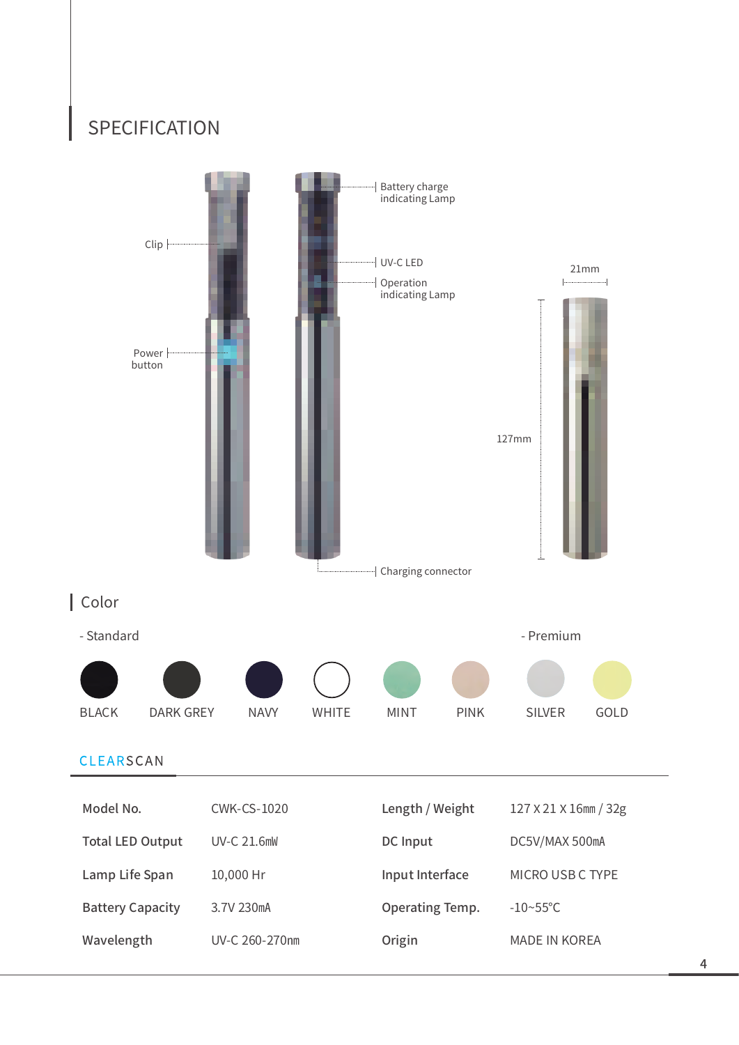# SPECIFICATION

Clip

Power button

Battery charge indicating Lamp

UV-C LED

Operation indicating Lamp

Charging connector

21mm

127mm

## Color

- Standard

- Premium

BLACK DARK GREY NAVY WHITE MINT PINK SILVER GOLD

## CLEARSCAN

| Model No. | CWK-CS-1020 | Length / Weight | 127 X 21 X 16mm / 32g |
|---|---|---|---|
| Total LED Output | UV-C 21.6mW | DC Input | DC5V/MAX 500mA |
| Lamp Life Span | 10,000 Hr | Input Interface | MICRO USB C TYPE |
| Battery Capacity | 3.7V 230mA | Operating Temp. | -10~55℃ |
| Wavelength | UV-C 260-270nm | Origin | MADE IN KOREA |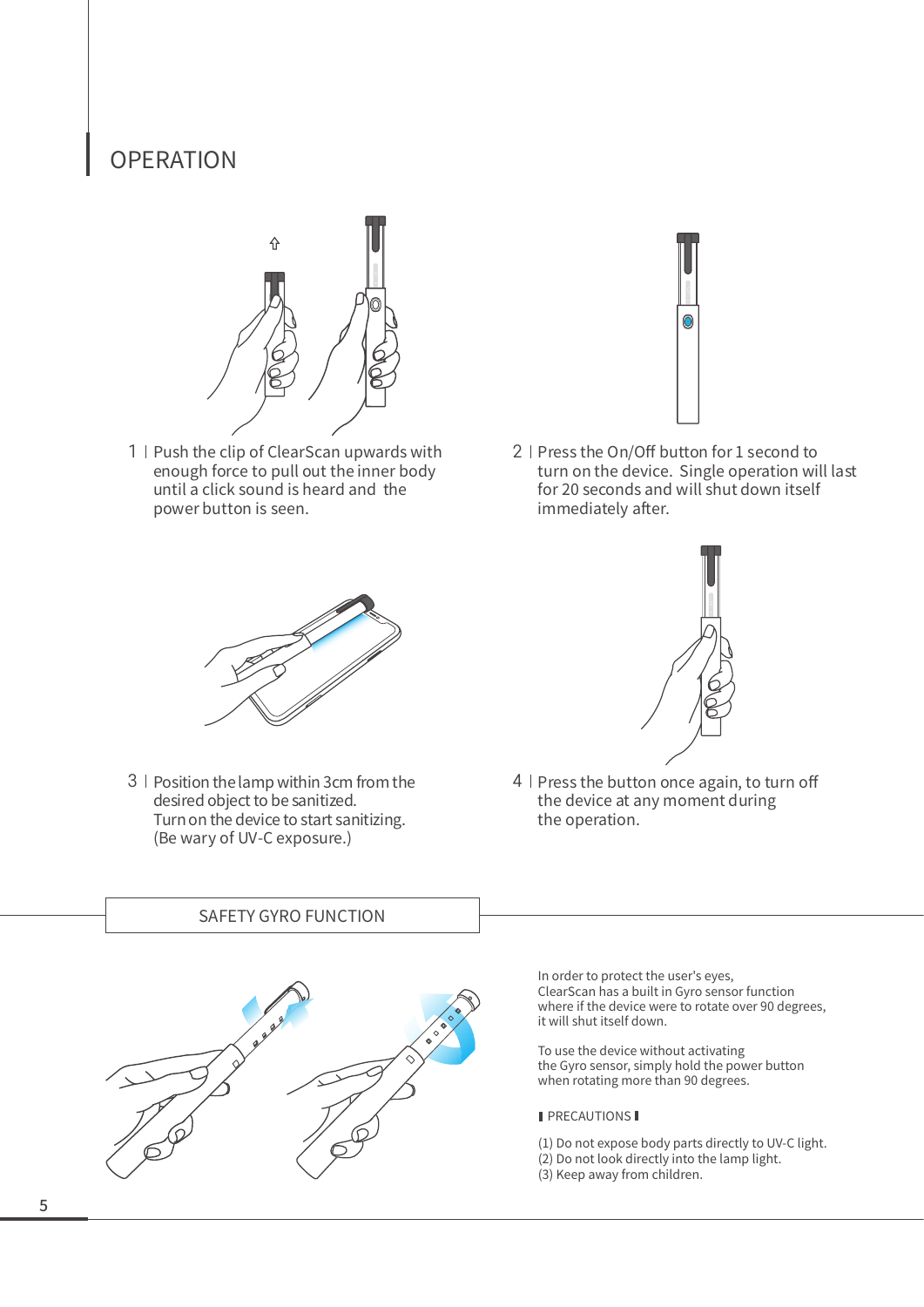# OPERATION

1 | Push the clip of ClearScan upwards with enough force to pull out the inner body until a click sound is heard and the power button is seen.

2 | Press the On/Off button for 1 second to turn on the device. Single operation will last for 20 seconds and will shut down itself immediately after.

3 | Position the lamp within 3cm from the desired object to be sanitized.
Turn on the device to start sanitizing.
(Be wary of UV-C exposure.)

4 | Press the button once again, to turn off the device at any moment during the operation.

## SAFETY GYRO FUNCTION

In order to protect the user's eyes, ClearScan has a built in Gyro sensor function where if the device were to rotate over 90 degrees, it will shut itself down.

To use the device without activating the Gyro sensor, simply hold the power button when rotating more than 90 degrees.

### PRECAUTIONS

(1) Do not expose body parts directly to UV-C light.
(2) Do not look directly into the lamp light.
(3) Keep away from children.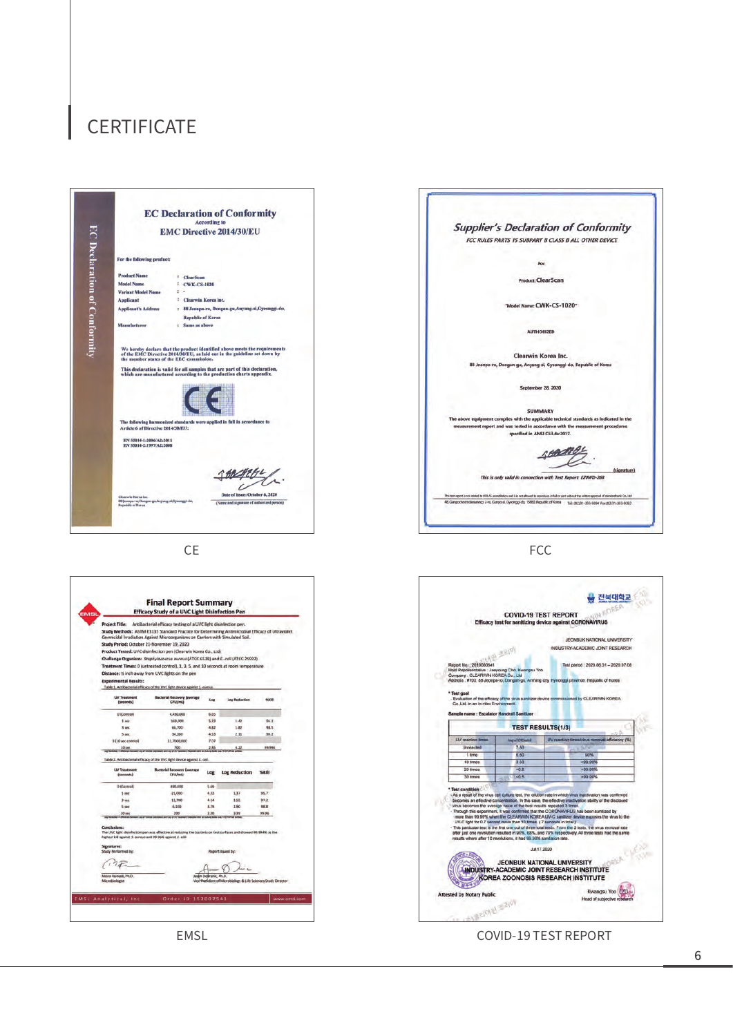# CERTIFICATE

## EC Declaration of Conformity

According to

**EMC Directive 2014/30/EU**

For the following product:

- **Product Name** : ClearScan
- **Model Name** : CWK-CS-1020
- **Variant Model Name** : -
- **Applicant** : Clearwin Korea inc.
- **Applicant's Address** : 88 Jeonpa-ro, Dongan-gu, Anyang-si, Gyeonggi-do, Republic of Korea
- **Manufacturer** : Same as above

We hereby declare that the product identified above meets the requirements of the EMC Directive 2014/30/EU, as laid out in the guideline set down by the member states of the EEC commission.

This declaration is valid for all samples that are part of this declaration, which are manufactured according to the production charts appendix.

The following harmonized standards were applied in full in accordance to Article 6 of Directive 2014/30/EU:

EN 55014-1:2006/A2:2011
EN 55014-2:1997/A2:2008

Clearwin Korea inc.
88 Jeonpa-ro, Dongan-gu, Anyang-si, Gyeonggi-do, Republic of Korea

Date of issue: October 6, 2020
(Name and signature of authorized person)

CE

## Supplier's Declaration of Conformity

*FCC RULES PARTS 15 SUBPART B CLASS B ALL OTHER DEVICE*

For

Product: ClearScan

"Model Name: CWK-CS-1020"

AUTHORIZED

Clearwin Korea Inc.

88 Jeonpa-ro, Dongan-gu, Anyang-si, Gyeonggi-do, Republic of Korea

September 28, 2020

**SUMMARY**

The above equipment complies with the applicable technical standards as indicated in the measurement report and was tested in accordance with the measurement procedure specified in ANSI C63.4a:2017.

(signature)

*This is only valid in connection with Test Report: EZWD-268*

FCC

## Final Report Summary

**Efficacy Study of a UVC Light Disinfection Pen**

**Project Title:** Antibacterial efficacy testing of a UVC light disinfection pen.
**Study Methods:** ASTM E3135 Standard Practice for Determining Antimicrobial Efficacy of Ultraviolet Germicidal Irradiation Against Microorganisms on Carriers with Simulated Soil.
**Study Period:** October 21-November 19, 2020
**Product Tested:** UVC disinfection pen (Clearwin Korea Co., Ltd)
**Challenge Organisms:** *Staphylococcus aureus* (ATCC 6538) and *E. coli* (ATCC 25922)
**Treatment Times:** 0 (untreated control), 1, 3, 5, and 10 seconds at room temperature
**Distance:** ½ inch away from UVC lights on the pen
**Experimental Results:**

Table 1. Antibacterial efficacy of the UVC light device against *S. aureus*

| UV Treatment (seconds) | Bacterial Recovery Average CFU/mL | Log | Log Reduction | %Kill |
|---|---|---|---|---|
| 0 (Control) | 4,400,000 | 6.63 | | |
| 1 sec | 169,000 | 5.23 | 1.40 | 96.2 |
| 3 sec | 66,700 | 4.82 | 1.82 | 98.5 |
| 5 sec | 34,300 | 4.53 | 2.11 | 99.2 |
| 0 (10 sec control) | 11,7000,000 | 7.07 | | |
| 10 sec | 700 | 2.85 | 4.22 | 99.994 |

Table 2. Antibacterial efficacy of the UVC light device against *E. coli*

| UV Treatment (seconds) | Bacterial Recovery Average CFU/mL | Log | Log Reduction | %Kill |
|---|---|---|---|---|
| 0 (Control) | 490,000 | 5.69 | | |
| 1 sec | 21,000 | 4.32 | 1.37 | 95.7 |
| 3 sec | 13,700 | 4.14 | 1.55 | 97.2 |
| 5 sec | 6,100 | 3.79 | 1.90 | 98.8 |
| 10 sec | 200 | 2.30 | 3.39 | 99.96 |

**Conclusions:**
The UVC light disinfection pen was effective at reducing the bacteria on test surfaces and showed 99.994% as the highest kill against *S. aureus* and 99.96% against *E. coli*.

**Signatures:**
Study Performed by: Mona Kamadi, Ph.D., Microbiologist
Report Issued by: Vice President of Microbiology & Life Sciences/Study Director

EMSL Analytical, Inc. Order ID 152007541 www.emsl.com

EMSL

## COVID-19 TEST REPORT

**Efficacy test for sanitizing device against CORONAVIRUS**

JEONBUK NATIONAL UNIVERSITY
INDUSTRY-ACADEMIC JOINT RESEARCH

Report No.: 2010000641
Head Representative: Jaeyoung Cho, Kwangsu Yoo
Company: CLEARWIN KOREA Co., Ltd
Address: #702, 88 Jeonpa-ro, Dongan-gu, Anyang city, Kyeonggi province, Republic of Korea
Test period: 2020.06.01 – 2020.07.08

**Test goal**
- Evaluation of the efficacy of the virus sanitizer device commissioned by CLEARWIN KOREA Co., Ltd. in an in-vitro Environment.

**Sample name: Escalator Handrail Sanitizer**

**TEST RESULTS(1/3)**

| UV reaction times | log₁₀(TCID₅₀/ml) | UV reaction times virus removal efficiency (%) |
|---|---|---|
| Unreacted | 7.50 | |
| 1 time | 6.50 | 90% |
| 10 times | 3.33 | >99.99% |
| 20 times | <0.5 | >99.99% |
| 30 times | <0.5 | >99.99% |

**Test condition**
- As a result of the virus cell culture test, the dilution rate in which virus inactivation was confirmed becomes an effective concentration. In this case, the effective inactivation ability of the disclosed virus becomes the average value of the best results repeated 3 times.
- Through this experiment, it was confirmed that the CORONAVIRUS has been sanitized by more than 99.99% when the CLEARWIN KOREA UV-C sanitizer device exposes the virus to the UV-C light for 0.7 second more than 10 times. (7 seconds in total)
- This particular test is the first one out of three total tests. From the 3 tests, the virus removal rate after just one revolution resulted in 90%, 68%, and 78% respectively. All three tests had the same results where after 10 revolutions, it had 99.99% sanitization rate.

Jul.17.2020

JEONBUK NATIONAL UNIVERSITY
INDUSTRY-ACADEMIC JOINT RESEARCH INSTITUTE
KOREA ZOONOSIS RESEARCH INSTITUTE

Attested by Notary Public

Kwangsu Yoo
Head of subjective research

COVID-19 TEST REPORT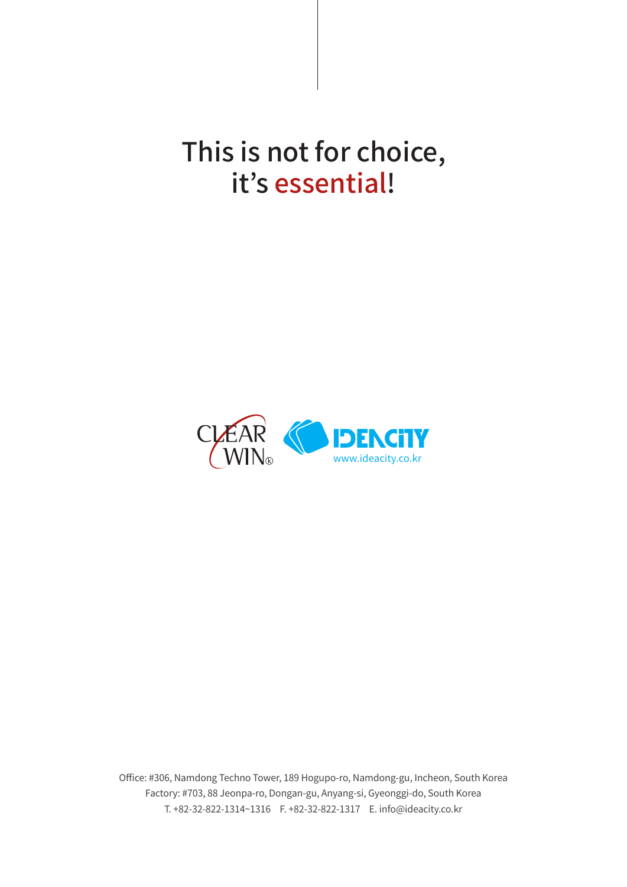# This is not for choice, it's essential!

CLEAR WIN®

IDEACITY

www.ideacity.co.kr

Office: #306, Namdong Techno Tower, 189 Hogupo-ro, Namdong-gu, Incheon, South Korea
Factory: #703, 88 Jeonpa-ro, Dongan-gu, Anyang-si, Gyeonggi-do, South Korea
T. +82-32-822-1314~1316 F. +82-32-822-1317 E. info@ideacity.co.kr